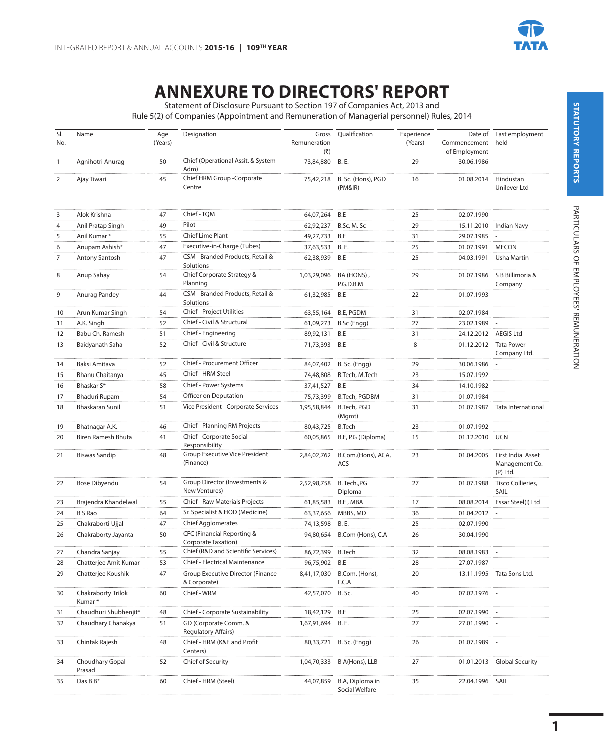# ANNEXURE TO DIRECTORS' REPORT

Statement of Disclosure Pursuant to Section 197 of Companies Act, 2013 and
Rule 5(2) of Companies (Appointment and Remuneration of Managerial personnel) Rules, 2014

| Sl. No. | Name | Age (Years) | Designation | Gross Remuneration (₹) | Qualification | Experience (Years) | Date of Commencement of Employment | Last employment held |
|---|---|---|---|---|---|---|---|---|
| 1 | Agnihotri Anurag | 50 | Chief (Operational Assit. & System Adm) | 73,84,880 | B. E. | 29 | 30.06.1986 | - |
| 2 | Ajay Tiwari | 45 | Chief HRM Group -Corporate Centre | 75,42,218 | B. Sc. (Hons), PGD (PM&IR) | 16 | 01.08.2014 | Hindustan Unilever Ltd |
| 3 | Alok Krishna | 47 | Chief - TQM | 64,07,264 | B.E | 25 | 02.07.1990 | - |
| 4 | Anil Pratap Singh | 49 | Pilot | 62,92,237 | B.Sc, M. Sc | 29 | 15.11.2010 | Indian Navy |
| 5 | Anil Kumar * | 55 | Chief Lime Plant | 49,27,733 | B.E | 31 | 29.07.1985 | - |
| 6 | Anupam Ashish* | 47 | Executive-in-Charge (Tubes) | 37,63,533 | B. E. | 25 | 01.07.1991 | MECON |
| 7 | Antony Santosh | 47 | CSM - Branded Products, Retail & Solutions | 62,38,939 | B.E | 25 | 04.03.1991 | Usha Martin |
| 8 | Anup Sahay | 54 | Chief Corporate Strategy & Planning | 1,03,29,096 | BA (HONS) , P.G.D.B.M | 29 | 01.07.1986 | S B Billimoria & Company |
| 9 | Anurag Pandey | 44 | CSM - Branded Products, Retail & Solutions | 61,32,985 | B.E | 22 | 01.07.1993 | - |
| 10 | Arun Kumar Singh | 54 | Chief - Project Utilities | 63,55,164 | B.E, PGDM | 31 | 02.07.1984 | - |
| 11 | A.K. Singh | 52 | Chief - Civil & Structural | 61,09,273 | B.Sc (Engg) | 27 | 23.02.1989 | - |
| 12 | Babu Ch. Ramesh | 51 | Chief - Engineering | 89,92,131 | B.E | 31 | 24.12.2012 | AEGIS Ltd |
| 13 | Baidyanath Saha | 52 | Chief - Civil & Structure | 71,73,393 | B.E | 8 | 01.12.2012 | Tata Power Company Ltd. |
| 14 | Baksi Amitava | 52 | Chief - Procurement Officer | 84,07,402 | B. Sc. (Engg) | 29 | 30.06.1986 | - |
| 15 | Bhanu Chaitanya | 45 | Chief - HRM Steel | 74,48,808 | B.Tech, M.Tech | 23 | 15.07.1992 | - |
| 16 | Bhaskar S* | 58 | Chief - Power Systems | 37,41,527 | B.E | 34 | 14.10.1982 | - |
| 17 | Bhaduri Rupam | 54 | Officer on Deputation | 75,73,399 | B.Tech, PGDBM | 31 | 01.07.1984 | - |
| 18 | Bhaskaran Sunil | 51 | Vice President - Corporate Services | 1,95,58,844 | B.Tech, PGD (Mgmt) | 31 | 01.07.1987 | Tata International |
| 19 | Bhatnagar A.K. | 46 | Chief - Planning RM Projects | 80,43,725 | B.Tech | 23 | 01.07.1992 | - |
| 20 | Biren Ramesh Bhuta | 41 | Chief - Corporate Social Responsibility | 60,05,865 | B.E, P.G (Diploma) | 15 | 01.12.2010 | UCN |
| 21 | Biswas Sandip | 48 | Group Executive Vice President (Finance) | 2,84,02,762 | B.Com.(Hons), ACA, ACS | 23 | 01.04.2005 | First India Asset Management Co. (P) Ltd. |
| 22 | Bose Dibyendu | 54 | Group Director (Investments & New Ventures) | 2,52,98,758 | B. Tech.,PG Diploma | 27 | 01.07.1988 | Tisco Collieries, SAIL |
| 23 | Brajendra Khandelwal | 55 | Chief - Raw Materials Projects | 61,85,583 | B.E , MBA | 17 | 08.08.2014 | Essar Steel(I) Ltd |
| 24 | B S Rao | 64 | Sr. Specialist & HOD (Medicine) | 63,37,656 | MBBS, MD | 36 | 01.04.2012 | - |
| 25 | Chakraborti Ujjal | 47 | Chief Agglomerates | 74,13,598 | B. E. | 25 | 02.07.1990 | - |
| 26 | Chakraborty Jayanta | 50 | CFC (Financial Reporting & Corporate Taxation) | 94,80,654 | B.Com (Hons), C.A | 26 | 30.04.1990 | - |
| 27 | Chandra Sanjay | 55 | Chief (R&D and Scientific Services) | 86,72,399 | B.Tech | 32 | 08.08.1983 | - |
| 28 | Chatterjee Amit Kumar | 53 | Chief - Electrical Maintenance | 96,75,902 | B.E | 28 | 27.07.1987 | - |
| 29 | Chatterjee Koushik | 47 | Group Executive Director (Finance & Corporate) | 8,41,17,030 | B.Com. (Hons), F.C.A | 20 | 13.11.1995 | Tata Sons Ltd. |
| 30 | Chakraborty Trilok Kumar * | 60 | Chief - WRM | 42,57,070 | B. Sc. | 40 | 07.02.1976 | - |
| 31 | Chaudhuri Shubhenjit* | 48 | Chief - Corporate Sustainability | 18,42,129 | B.E | 25 | 02.07.1990 | - |
| 32 | Chaudhary Chanakya | 51 | GD (Corporate Comm. & Regulatory Affairs) | 1,67,91,694 | B. E. | 27 | 27.01.1990 | - |
| 33 | Chintak Rajesh | 48 | Chief - HRM (K&E and Profit Centers) | 80,33,721 | B. Sc. (Engg) | 26 | 01.07.1989 | - |
| 34 | Choudhary Gopal Prasad | 52 | Chief of Security | 1,04,70,333 | B A(Hons), LLB | 27 | 01.01.2013 | Global Security |
| 35 | Das B B* | 60 | Chief - HRM (Steel) | 44,07,859 | B.A, Diploma in Social Welfare | 35 | 22.04.1996 | SAIL |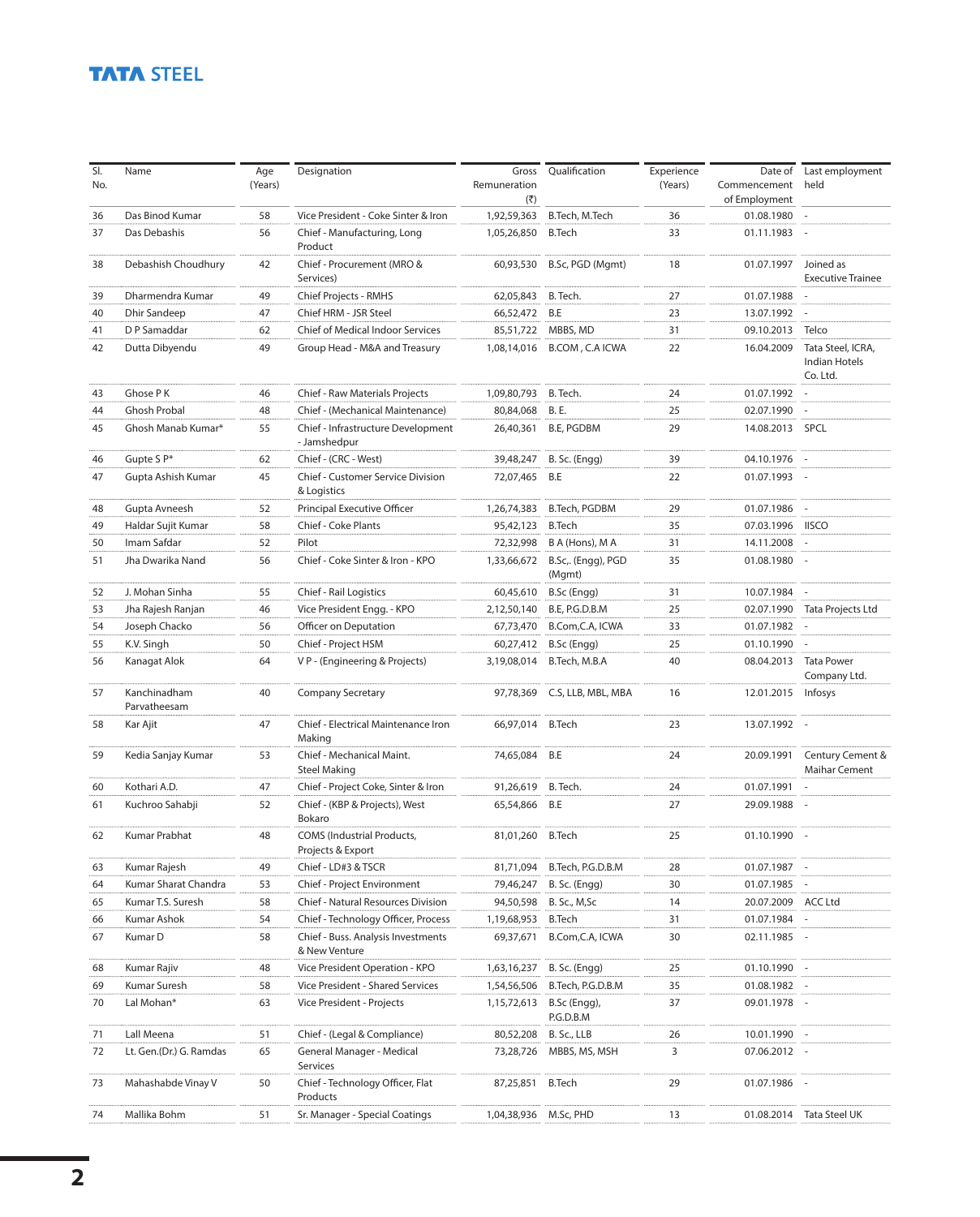| Sl. No. | Name | Age (Years) | Designation | Gross Remuneration (₹) | Qualification | Experience (Years) | Date of Commencement of Employment | Last employment held |
|---|---|---|---|---|---|---|---|---|
| 36 | Das Binod Kumar | 58 | Vice President - Coke Sinter & Iron | 1,92,59,363 | B.Tech, M.Tech | 36 | 01.08.1980 | - |
| 37 | Das Debashis | 56 | Chief - Manufacturing, Long Product | 1,05,26,850 | B.Tech | 33 | 01.11.1983 | - |
| 38 | Debashish Choudhury | 42 | Chief - Procurement (MRO & Services) | 60,93,530 | B.Sc, PGD (Mgmt) | 18 | 01.07.1997 | Joined as Executive Trainee |
| 39 | Dharmendra Kumar | 49 | Chief Projects - RMHS | 62,05,843 | B. Tech. | 27 | 01.07.1988 | - |
| 40 | Dhir Sandeep | 47 | Chief HRM - JSR Steel | 66,52,472 | B.E | 23 | 13.07.1992 | - |
| 41 | D P Samaddar | 62 | Chief of Medical Indoor Services | 85,51,722 | MBBS, MD | 31 | 09.10.2013 | Telco |
| 42 | Dutta Dibyendu | 49 | Group Head - M&A and Treasury | 1,08,14,016 | B.COM , C.A ICWA | 22 | 16.04.2009 | Tata Steel, ICRA, Indian Hotels Co. Ltd. |
| 43 | Ghose P K | 46 | Chief - Raw Materials Projects | 1,09,80,793 | B. Tech. | 24 | 01.07.1992 | - |
| 44 | Ghosh Probal | 48 | Chief - (Mechanical Maintenance) | 80,84,068 | B. E. | 25 | 02.07.1990 | - |
| 45 | Ghosh Manab Kumar* | 55 | Chief - Infrastructure Development - Jamshedpur | 26,40,361 | B.E, PGDBM | 29 | 14.08.2013 | SPCL |
| 46 | Gupte S P* | 62 | Chief - (CRC - West) | 39,48,247 | B. Sc. (Engg) | 39 | 04.10.1976 | - |
| 47 | Gupta Ashish Kumar | 45 | Chief - Customer Service Division & Logistics | 72,07,465 | B.E | 22 | 01.07.1993 | - |
| 48 | Gupta Avneesh | 52 | Principal Executive Officer | 1,26,74,383 | B.Tech, PGDBM | 29 | 01.07.1986 | - |
| 49 | Haldar Sujit Kumar | 58 | Chief - Coke Plants | 95,42,123 | B.Tech | 35 | 07.03.1996 | IISCO |
| 50 | Imam Safdar | 52 | Pilot | 72,32,998 | B A (Hons), M A | 31 | 14.11.2008 | - |
| 51 | Jha Dwarika Nand | 56 | Chief - Coke Sinter & Iron - KPO | 1,33,66,672 | B.Sc,. (Engg), PGD (Mgmt) | 35 | 01.08.1980 | - |
| 52 | J. Mohan Sinha | 55 | Chief - Rail Logistics | 60,45,610 | B.Sc (Engg) | 31 | 10.07.1984 | - |
| 53 | Jha Rajesh Ranjan | 46 | Vice President Engg. - KPO | 2,12,50,140 | B.E, P.G.D.B.M | 25 | 02.07.1990 | Tata Projects Ltd |
| 54 | Joseph Chacko | 56 | Officer on Deputation | 67,73,470 | B.Com,C.A, ICWA | 33 | 01.07.1982 | - |
| 55 | K.V. Singh | 50 | Chief - Project HSM | 60,27,412 | B.Sc (Engg) | 25 | 01.10.1990 | - |
| 56 | Kanagat Alok | 64 | V P - (Engineering & Projects) | 3,19,08,014 | B.Tech, M.B.A | 40 | 08.04.2013 | Tata Power Company Ltd. |
| 57 | Kanchinadham Parvatheesam | 40 | Company Secretary | 97,78,369 | C.S, LLB, MBL, MBA | 16 | 12.01.2015 | Infosys |
| 58 | Kar Ajit | 47 | Chief - Electrical Maintenance Iron Making | 66,97,014 | B.Tech | 23 | 13.07.1992 | - |
| 59 | Kedia Sanjay Kumar | 53 | Chief - Mechanical Maint. Steel Making | 74,65,084 | B.E | 24 | 20.09.1991 | Century Cement & Maihar Cement |
| 60 | Kothari A.D. | 47 | Chief - Project Coke, Sinter & Iron | 91,26,619 | B. Tech. | 24 | 01.07.1991 | - |
| 61 | Kuchroo Sahabji | 52 | Chief - (KBP & Projects), West Bokaro | 65,54,866 | B.E | 27 | 29.09.1988 | - |
| 62 | Kumar Prabhat | 48 | COMS (Industrial Products, Projects & Export | 81,01,260 | B.Tech | 25 | 01.10.1990 | - |
| 63 | Kumar Rajesh | 49 | Chief - LD#3 & TSCR | 81,71,094 | B.Tech, P.G.D.B.M | 28 | 01.07.1987 | - |
| 64 | Kumar Sharat Chandra | 53 | Chief - Project Environment | 79,46,247 | B. Sc. (Engg) | 30 | 01.07.1985 | - |
| 65 | Kumar T.S. Suresh | 58 | Chief - Natural Resources Division | 94,50,598 | B. Sc., M,Sc | 14 | 20.07.2009 | ACC Ltd |
| 66 | Kumar Ashok | 54 | Chief - Technology Officer, Process | 1,19,68,953 | B.Tech | 31 | 01.07.1984 | - |
| 67 | Kumar D | 58 | Chief - Buss. Analysis Investments & New Venture | 69,37,671 | B.Com,C.A, ICWA | 30 | 02.11.1985 | - |
| 68 | Kumar Rajiv | 48 | Vice President Operation - KPO | 1,63,16,237 | B. Sc. (Engg) | 25 | 01.10.1990 | - |
| 69 | Kumar Suresh | 58 | Vice President - Shared Services | 1,54,56,506 | B.Tech, P.G.D.B.M | 35 | 01.08.1982 | - |
| 70 | Lal Mohan* | 63 | Vice President - Projects | 1,15,72,613 | B.Sc (Engg), P.G.D.B.M | 37 | 09.01.1978 | - |
| 71 | Lall Meena | 51 | Chief - (Legal & Compliance) | 80,52,208 | B. Sc., LLB | 26 | 10.01.1990 | - |
| 72 | Lt. Gen.(Dr.) G. Ramdas | 65 | General Manager - Medical Services | 73,28,726 | MBBS, MS, MSH | 3 | 07.06.2012 | - |
| 73 | Mahashabde Vinay V | 50 | Chief - Technology Officer, Flat Products | 87,25,851 | B.Tech | 29 | 01.07.1986 | - |
| 74 | Mallika Bohm | 51 | Sr. Manager - Special Coatings | 1,04,38,936 | M.Sc, PHD | 13 | 01.08.2014 | Tata Steel UK |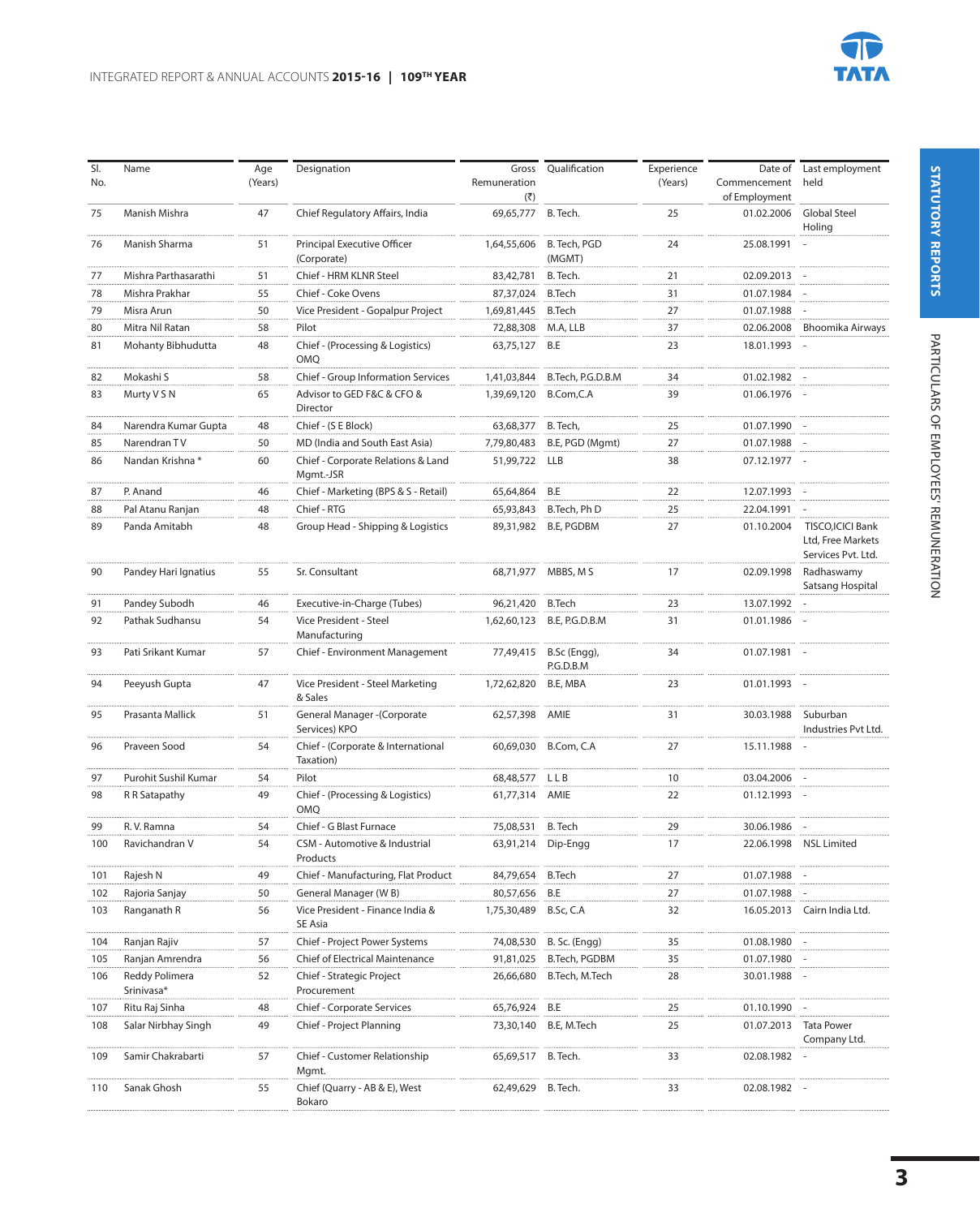| Sl. No. | Name | Age (Years) | Designation | Gross Remuneration (₹) | Qualification | Experience (Years) | Date of Commencement of Employment | Last employment held |
|---|---|---|---|---|---|---|---|---|
| 75 | Manish Mishra | 47 | Chief Regulatory Affairs, India | 69,65,777 | B. Tech. | 25 | 01.02.2006 | Global Steel Holing |
| 76 | Manish Sharma | 51 | Principal Executive Officer (Corporate) | 1,64,55,606 | B. Tech, PGD (MGMT) | 24 | 25.08.1991 | - |
| 77 | Mishra Parthasarathi | 51 | Chief - HRM KLNR Steel | 83,42,781 | B. Tech. | 21 | 02.09.2013 | - |
| 78 | Mishra Prakhar | 55 | Chief - Coke Ovens | 87,37,024 | B.Tech | 31 | 01.07.1984 | - |
| 79 | Misra Arun | 50 | Vice President - Gopalpur Project | 1,69,81,445 | B.Tech | 27 | 01.07.1988 | - |
| 80 | Mitra Nil Ratan | 58 | Pilot | 72,88,308 | M.A, LLB | 37 | 02.06.2008 | Bhoomika Airways |
| 81 | Mohanty Bibhudutta | 48 | Chief - (Processing & Logistics) OMQ | 63,75,127 | B.E | 23 | 18.01.1993 | - |
| 82 | Mokashi S | 58 | Chief - Group Information Services | 1,41,03,844 | B.Tech, P.G.D.B.M | 34 | 01.02.1982 | - |
| 83 | Murty V S N | 65 | Advisor to GED F&C & CFO & Director | 1,39,69,120 | B.Com,C.A | 39 | 01.06.1976 | - |
| 84 | Narendra Kumar Gupta | 48 | Chief - (S E Block) | 63,68,377 | B. Tech, | 25 | 01.07.1990 | - |
| 85 | Narendran T V | 50 | MD (India and South East Asia) | 7,79,80,483 | B.E, PGD (Mgmt) | 27 | 01.07.1988 | - |
| 86 | Nandan Krishna * | 60 | Chief - Corporate Relations & Land Mgmt.-JSR | 51,99,722 | LLB | 38 | 07.12.1977 | - |
| 87 | P. Anand | 46 | Chief - Marketing (BPS & S - Retail) | 65,64,864 | B.E | 22 | 12.07.1993 | - |
| 88 | Pal Atanu Ranjan | 48 | Chief - RTG | 65,93,843 | B.Tech, Ph D | 25 | 22.04.1991 | - |
| 89 | Panda Amitabh | 48 | Group Head - Shipping & Logistics | 89,31,982 | B.E, PGDBM | 27 | 01.10.2004 | TISCO,ICICI Bank Ltd, Free Markets Services Pvt. Ltd. |
| 90 | Pandey Hari Ignatius | 55 | Sr. Consultant | 68,71,977 | MBBS, M S | 17 | 02.09.1998 | Radhaswamy Satsang Hospital |
| 91 | Pandey Subodh | 46 | Executive-in-Charge (Tubes) | 96,21,420 | B.Tech | 23 | 13.07.1992 | - |
| 92 | Pathak Sudhansu | 54 | Vice President - Steel Manufacturing | 1,62,60,123 | B.E, P.G.D.B.M | 31 | 01.01.1986 | - |
| 93 | Pati Srikant Kumar | 57 | Chief - Environment Management | 77,49,415 | B.Sc (Engg), P.G.D.B.M | 34 | 01.07.1981 | - |
| 94 | Peeyush Gupta | 47 | Vice President - Steel Marketing & Sales | 1,72,62,820 | B.E, MBA | 23 | 01.01.1993 | - |
| 95 | Prasanta Mallick | 51 | General Manager -(Corporate Services) KPO | 62,57,398 | AMIE | 31 | 30.03.1988 | Suburban Industries Pvt Ltd. |
| 96 | Praveen Sood | 54 | Chief - (Corporate & International Taxation) | 60,69,030 | B.Com, C.A | 27 | 15.11.1988 | - |
| 97 | Purohit Sushil Kumar | 54 | Pilot | 68,48,577 | L L B | 10 | 03.04.2006 | - |
| 98 | R R Satapathy | 49 | Chief - (Processing & Logistics) OMQ | 61,77,314 | AMIE | 22 | 01.12.1993 | - |
| 99 | R. V. Ramna | 54 | Chief - G Blast Furnace | 75,08,531 | B. Tech | 29 | 30.06.1986 | - |
| 100 | Ravichandran V | 54 | CSM - Automotive & Industrial Products | 63,91,214 | Dip-Engg | 17 | 22.06.1998 | NSL Limited |
| 101 | Rajesh N | 49 | Chief - Manufacturing, Flat Product | 84,79,654 | B.Tech | 27 | 01.07.1988 | - |
| 102 | Rajoria Sanjay | 50 | General Manager (W B) | 80,57,656 | B.E | 27 | 01.07.1988 | - |
| 103 | Ranganath R | 56 | Vice President - Finance India & SE Asia | 1,75,30,489 | B.Sc, C.A | 32 | 16.05.2013 | Cairn India Ltd. |
| 104 | Ranjan Rajiv | 57 | Chief - Project Power Systems | 74,08,530 | B. Sc. (Engg) | 35 | 01.08.1980 | - |
| 105 | Ranjan Amrendra | 56 | Chief of Electrical Maintenance | 91,81,025 | B.Tech, PGDBM | 35 | 01.07.1980 | - |
| 106 | Reddy Polimera Srinivasa* | 52 | Chief - Strategic Project Procurement | 26,66,680 | B.Tech, M.Tech | 28 | 30.01.1988 | - |
| 107 | Ritu Raj Sinha | 48 | Chief - Corporate Services | 65,76,924 | B.E | 25 | 01.10.1990 | - |
| 108 | Salar Nirbhay Singh | 49 | Chief - Project Planning | 73,30,140 | B.E, M.Tech | 25 | 01.07.2013 | Tata Power Company Ltd. |
| 109 | Samir Chakrabarti | 57 | Chief - Customer Relationship Mgmt. | 65,69,517 | B. Tech. | 33 | 02.08.1982 | - |
| 110 | Sanak Ghosh | 55 | Chief (Quarry - AB & E), West Bokaro | 62,49,629 | B. Tech. | 33 | 02.08.1982 | - |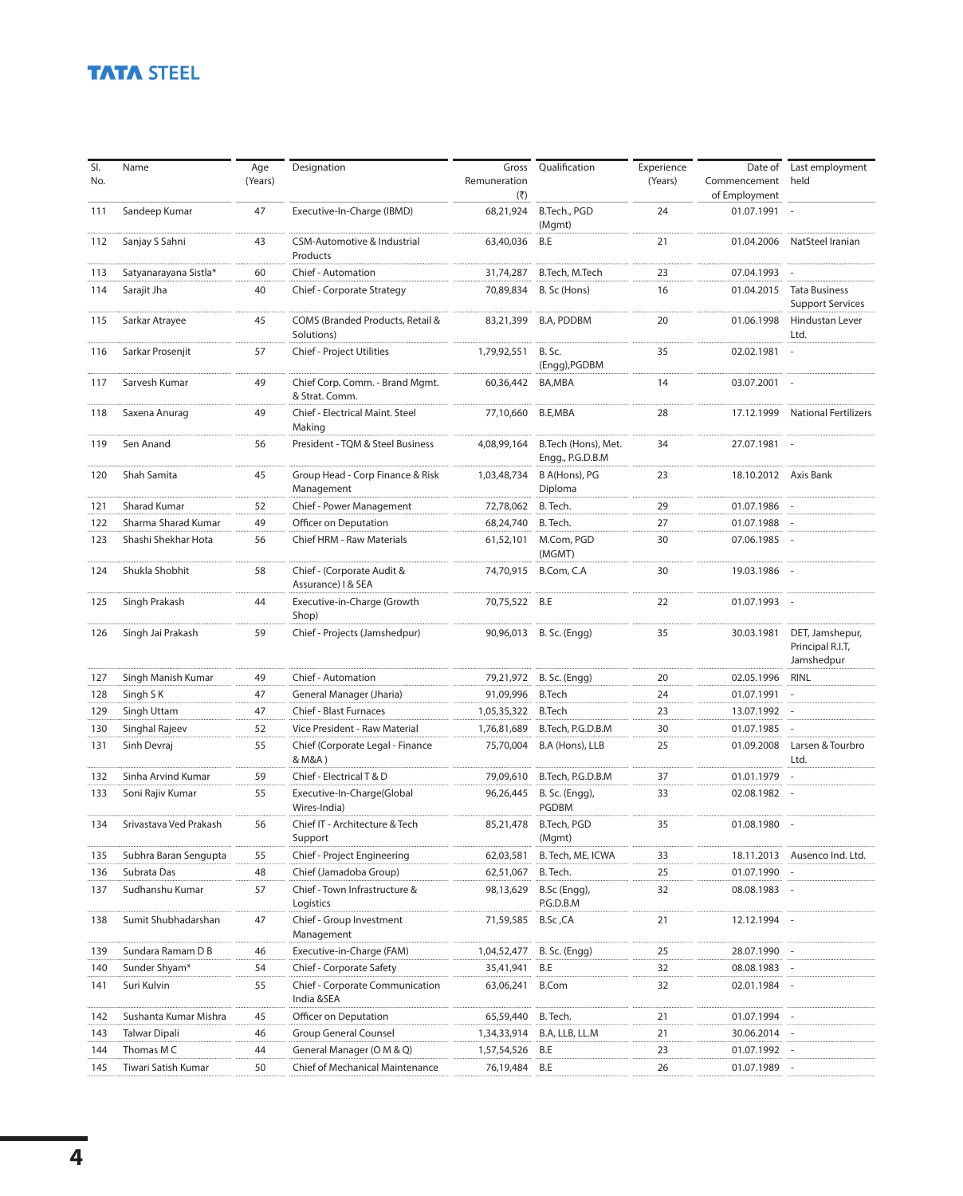| Sl. No. | Name | Age (Years) | Designation | Gross Remuneration (₹) | Qualification | Experience (Years) | Date of Commencement of Employment | Last employment held |
|---|---|---|---|---|---|---|---|---|
| 111 | Sandeep Kumar | 47 | Executive-In-Charge (IBMD) | 68,21,924 | B.Tech., PGD (Mgmt) | 24 | 01.07.1991 | - |
| 112 | Sanjay S Sahni | 43 | CSM-Automotive & Industrial Products | 63,40,036 | B.E | 21 | 01.04.2006 | NatSteel Iranian |
| 113 | Satyanarayana Sistla* | 60 | Chief - Automation | 31,74,287 | B.Tech, M.Tech | 23 | 07.04.1993 | - |
| 114 | Sarajit Jha | 40 | Chief - Corporate Strategy | 70,89,834 | B. Sc (Hons) | 16 | 01.04.2015 | Tata Business Support Services |
| 115 | Sarkar Atrayee | 45 | COMS (Branded Products, Retail & Solutions) | 83,21,399 | B.A, PDDBM | 20 | 01.06.1998 | Hindustan Lever Ltd. |
| 116 | Sarkar Prosenjit | 57 | Chief - Project Utilities | 1,79,92,551 | B. Sc. (Engg),PGDBM | 35 | 02.02.1981 | - |
| 117 | Sarvesh Kumar | 49 | Chief Corp. Comm. - Brand Mgmt. & Strat. Comm. | 60,36,442 | BA,MBA | 14 | 03.07.2001 | - |
| 118 | Saxena Anurag | 49 | Chief - Electrical Maint. Steel Making | 77,10,660 | B.E,MBA | 28 | 17.12.1999 | National Fertilizers |
| 119 | Sen Anand | 56 | President - TQM & Steel Business | 4,08,99,164 | B.Tech (Hons), Met. Engg., P.G.D.B.M | 34 | 27.07.1981 | - |
| 120 | Shah Samita | 45 | Group Head - Corp Finance & Risk Management | 1,03,48,734 | B A(Hons), PG Diploma | 23 | 18.10.2012 | Axis Bank |
| 121 | Sharad Kumar | 52 | Chief - Power Management | 72,78,062 | B. Tech. | 29 | 01.07.1986 | - |
| 122 | Sharma Sharad Kumar | 49 | Officer on Deputation | 68,24,740 | B. Tech. | 27 | 01.07.1988 | - |
| 123 | Shashi Shekhar Hota | 56 | Chief HRM - Raw Materials | 61,52,101 | M.Com, PGD (MGMT) | 30 | 07.06.1985 | - |
| 124 | Shukla Shobhit | 58 | Chief - (Corporate Audit & Assurance) I & SEA | 74,70,915 | B.Com, C.A | 30 | 19.03.1986 | - |
| 125 | Singh Prakash | 44 | Executive-in-Charge (Growth Shop) | 70,75,522 | B.E | 22 | 01.07.1993 | - |
| 126 | Singh Jai Prakash | 59 | Chief - Projects (Jamshedpur) | 90,96,013 | B. Sc. (Engg) | 35 | 30.03.1981 | DET, Jamshepur, Principal R.I.T, Jamshedpur |
| 127 | Singh Manish Kumar | 49 | Chief - Automation | 79,21,972 | B. Sc. (Engg) | 20 | 02.05.1996 | RINL |
| 128 | Singh S K | 47 | General Manager (Jharia) | 91,09,996 | B.Tech | 24 | 01.07.1991 | - |
| 129 | Singh Uttam | 47 | Chief - Blast Furnaces | 1,05,35,322 | B.Tech | 23 | 13.07.1992 | - |
| 130 | Singhal Rajeev | 52 | Vice President - Raw Material | 1,76,81,689 | B.Tech, P.G.D.B.M | 30 | 01.07.1985 | - |
| 131 | Sinh Devraj | 55 | Chief (Corporate Legal - Finance & M&A ) | 75,70,004 | B.A (Hons), LLB | 25 | 01.09.2008 | Larsen & Tourbro Ltd. |
| 132 | Sinha Arvind Kumar | 59 | Chief - Electrical T & D | 79,09,610 | B.Tech, P.G.D.B.M | 37 | 01.01.1979 | - |
| 133 | Soni Rajiv Kumar | 55 | Executive-In-Charge(Global Wires-India) | 96,26,445 | B. Sc. (Engg), PGDBM | 33 | 02.08.1982 | - |
| 134 | Srivastava Ved Prakash | 56 | Chief IT - Architecture & Tech Support | 85,21,478 | B.Tech, PGD (Mgmt) | 35 | 01.08.1980 | - |
| 135 | Subhra Baran Sengupta | 55 | Chief - Project Engineering | 62,03,581 | B. Tech, ME, ICWA | 33 | 18.11.2013 | Ausenco Ind. Ltd. |
| 136 | Subrata Das | 48 | Chief (Jamadoba Group) | 62,51,067 | B. Tech. | 25 | 01.07.1990 | - |
| 137 | Sudhanshu Kumar | 57 | Chief - Town Infrastructure & Logistics | 98,13,629 | B.Sc (Engg), P.G.D.B.M | 32 | 08.08.1983 | - |
| 138 | Sumit Shubhadarshan | 47 | Chief - Group Investment Management | 71,59,585 | B.Sc ,CA | 21 | 12.12.1994 | - |
| 139 | Sundara Ramam D B | 46 | Executive-in-Charge (FAM) | 1,04,52,477 | B. Sc. (Engg) | 25 | 28.07.1990 | - |
| 140 | Sunder Shyam* | 54 | Chief - Corporate Safety | 35,41,941 | B.E | 32 | 08.08.1983 | - |
| 141 | Suri Kulvin | 55 | Chief - Corporate Communication India &SEA | 63,06,241 | B.Com | 32 | 02.01.1984 | - |
| 142 | Sushanta Kumar Mishra | 45 | Officer on Deputation | 65,59,440 | B. Tech. | 21 | 01.07.1994 | - |
| 143 | Talwar Dipali | 46 | Group General Counsel | 1,34,33,914 | B.A, LLB, LL.M | 21 | 30.06.2014 | - |
| 144 | Thomas M C | 44 | General Manager (O M & Q) | 1,57,54,526 | B.E | 23 | 01.07.1992 | - |
| 145 | Tiwari Satish Kumar | 50 | Chief of Mechanical Maintenance | 76,19,484 | B.E | 26 | 01.07.1989 | - |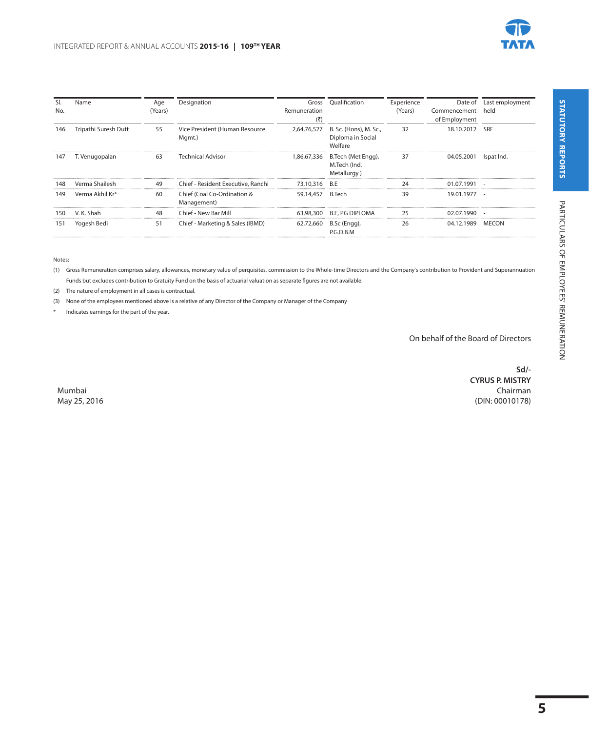| Sl. No. | Name | Age (Years) | Designation | Gross Remuneration (₹) | Qualification | Experience (Years) | Date of Commencement of Employment | Last employment held |
|---|---|---|---|---|---|---|---|---|
| 146 | Tripathi Suresh Dutt | 55 | Vice President (Human Resource Mgmt.) | 2,64,76,527 | B. Sc. (Hons), M. Sc., Diploma in Social Welfare | 32 | 18.10.2012 | SRF |
| 147 | T. Venugopalan | 63 | Technical Advisor | 1,86,67,336 | B.Tech (Met Engg), M.Tech (Ind. Metallurgy ) | 37 | 04.05.2001 | Ispat Ind. |
| 148 | Verma Shailesh | 49 | Chief - Resident Executive, Ranchi | 73,10,316 | B.E | 24 | 01.07.1991 | - |
| 149 | Verma Akhil Kr* | 60 | Chief (Coal Co-Ordination & Management) | 59,14,457 | B.Tech | 39 | 19.01.1977 | - |
| 150 | V. K. Shah | 48 | Chief - New Bar Mill | 63,98,300 | B.E, PG DIPLOMA | 25 | 02.07.1990 | - |
| 151 | Yogesh Bedi | 51 | Chief - Marketing & Sales (IBMD) | 62,72,660 | B.Sc (Engg), P.G.D.B.M | 26 | 04.12.1989 | MECON |

Notes:

(1) Gross Remuneration comprises salary, allowances, monetary value of perquisites, commission to the Whole-time Directors and the Company's contribution to Provident and Superannuation Funds but excludes contribution to Gratuity Fund on the basis of actuarial valuation as separate figures are not available.

(2) The nature of employment in all cases is contractual.

(3) None of the employees mentioned above is a relative of any Director of the Company or Manager of the Company

* Indicates earnings for the part of the year.

On behalf of the Board of Directors

Sd/-
**CYRUS P. MISTRY**
Chairman
(DIN: 00010178)

Mumbai
May 25, 2016